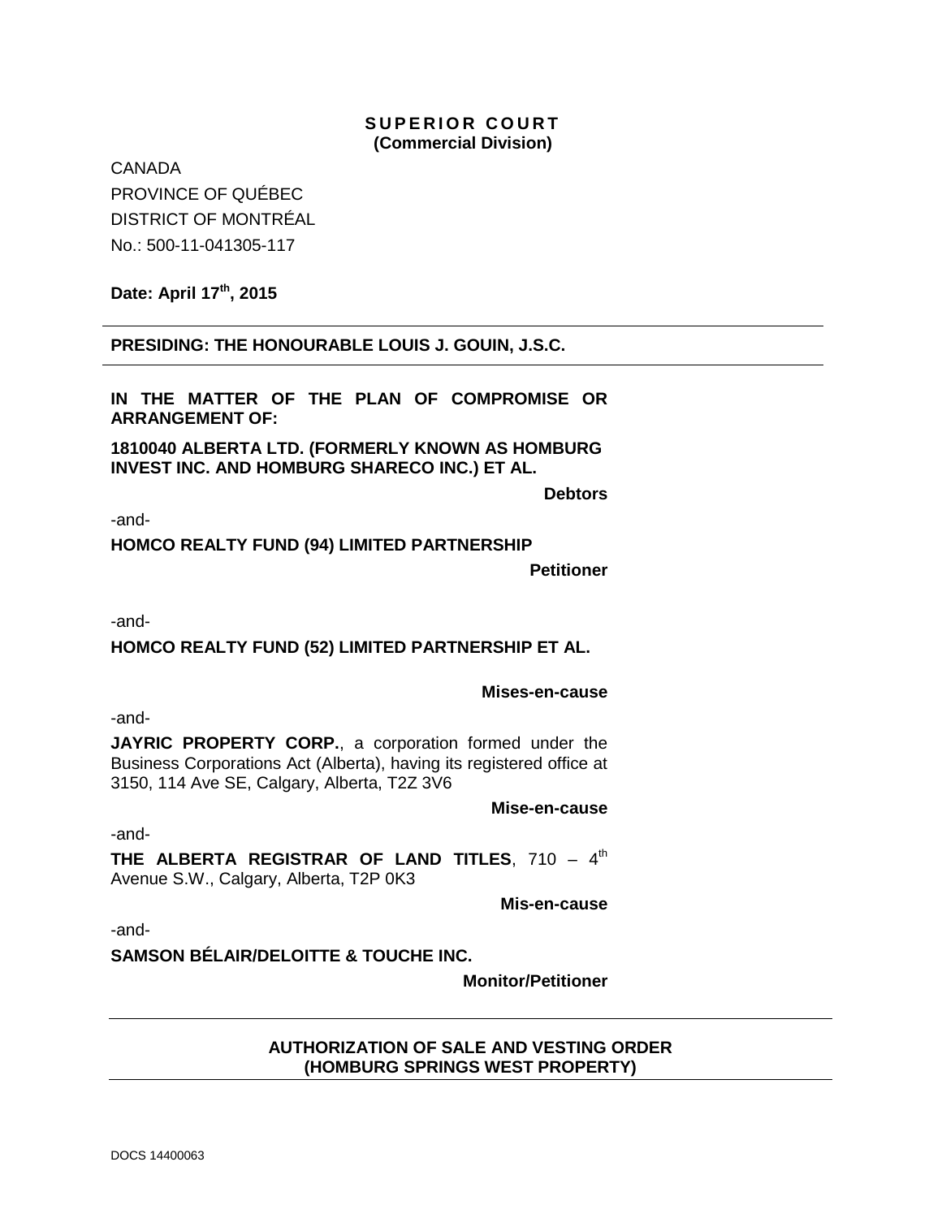**SUPERIOR COURT**
**(Commercial Division)**

CANADA
PROVINCE OF QUÉBEC
DISTRICT OF MONTRÉAL
No.: 500-11-041305-117

**Date: April 17th, 2015**

---

**PRESIDING: THE HONOURABLE LOUIS J. GOUIN, J.S.C.**

---

**IN THE MATTER OF THE PLAN OF COMPROMISE OR ARRANGEMENT OF:**

**1810040 ALBERTA LTD. (FORMERLY KNOWN AS HOMBURG INVEST INC. AND HOMBURG SHARECO INC.) ET AL.**

**Debtors**

-and-

**HOMCO REALTY FUND (94) LIMITED PARTNERSHIP**

**Petitioner**

-and-

**HOMCO REALTY FUND (52) LIMITED PARTNERSHIP ET AL.**

**Mises-en-cause**

-and-

**JAYRIC PROPERTY CORP.**, a corporation formed under the Business Corporations Act (Alberta), having its registered office at 3150, 114 Ave SE, Calgary, Alberta, T2Z 3V6

**Mise-en-cause**

-and-

**THE ALBERTA REGISTRAR OF LAND TITLES**, 710 – 4th Avenue S.W., Calgary, Alberta, T2P 0K3

**Mis-en-cause**

-and-

**SAMSON BÉLAIR/DELOITTE & TOUCHE INC.**

**Monitor/Petitioner**

---

**AUTHORIZATION OF SALE AND VESTING ORDER**
**(HOMBURG SPRINGS WEST PROPERTY)**

---

DOCS 14400063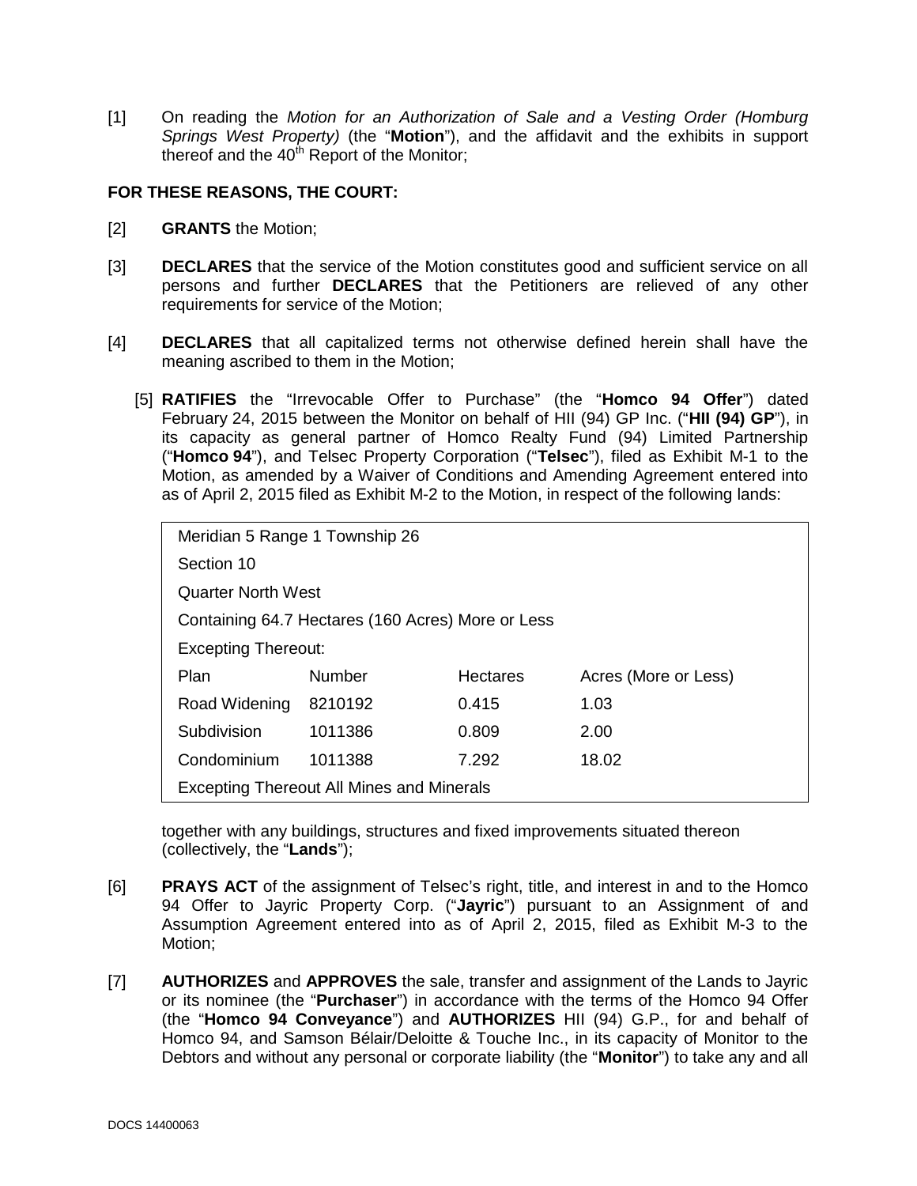[1] On reading the *Motion for an Authorization of Sale and a Vesting Order (Homburg Springs West Property)* (the "**Motion**"), and the affidavit and the exhibits in support thereof and the 40th Report of the Monitor;

**FOR THESE REASONS, THE COURT:**

[2] **GRANTS** the Motion;

[3] **DECLARES** that the service of the Motion constitutes good and sufficient service on all persons and further **DECLARES** that the Petitioners are relieved of any other requirements for service of the Motion;

[4] **DECLARES** that all capitalized terms not otherwise defined herein shall have the meaning ascribed to them in the Motion;

[5] **RATIFIES** the "Irrevocable Offer to Purchase" (the "**Homco 94 Offer**") dated February 24, 2015 between the Monitor on behalf of HII (94) GP Inc. ("**HII (94) GP**"), in its capacity as general partner of Homco Realty Fund (94) Limited Partnership ("**Homco 94**"), and Telsec Property Corporation ("**Telsec**"), filed as Exhibit M-1 to the Motion, as amended by a Waiver of Conditions and Amending Agreement entered into as of April 2, 2015 filed as Exhibit M-2 to the Motion, in respect of the following lands:

| Meridian 5 Range 1 Township 26 | | | |
|---|---|---|---|
| Section 10 | | | |
| Quarter North West | | | |
| Containing 64.7 Hectares (160 Acres) More or Less | | | |
| Excepting Thereout: | | | |
| Plan | Number | Hectares | Acres (More or Less) |
| Road Widening | 8210192 | 0.415 | 1.03 |
| Subdivision | 1011386 | 0.809 | 2.00 |
| Condominium | 1011388 | 7.292 | 18.02 |
| Excepting Thereout All Mines and Minerals | | | |

together with any buildings, structures and fixed improvements situated thereon (collectively, the "**Lands**");

[6] **PRAYS ACT** of the assignment of Telsec's right, title, and interest in and to the Homco 94 Offer to Jayric Property Corp. ("**Jayric**") pursuant to an Assignment of and Assumption Agreement entered into as of April 2, 2015, filed as Exhibit M-3 to the Motion;

[7] **AUTHORIZES** and **APPROVES** the sale, transfer and assignment of the Lands to Jayric or its nominee (the "**Purchaser**") in accordance with the terms of the Homco 94 Offer (the "**Homco 94 Conveyance**") and **AUTHORIZES** HII (94) G.P., for and behalf of Homco 94, and Samson Bélair/Deloitte & Touche Inc., in its capacity of Monitor to the Debtors and without any personal or corporate liability (the "**Monitor**") to take any and all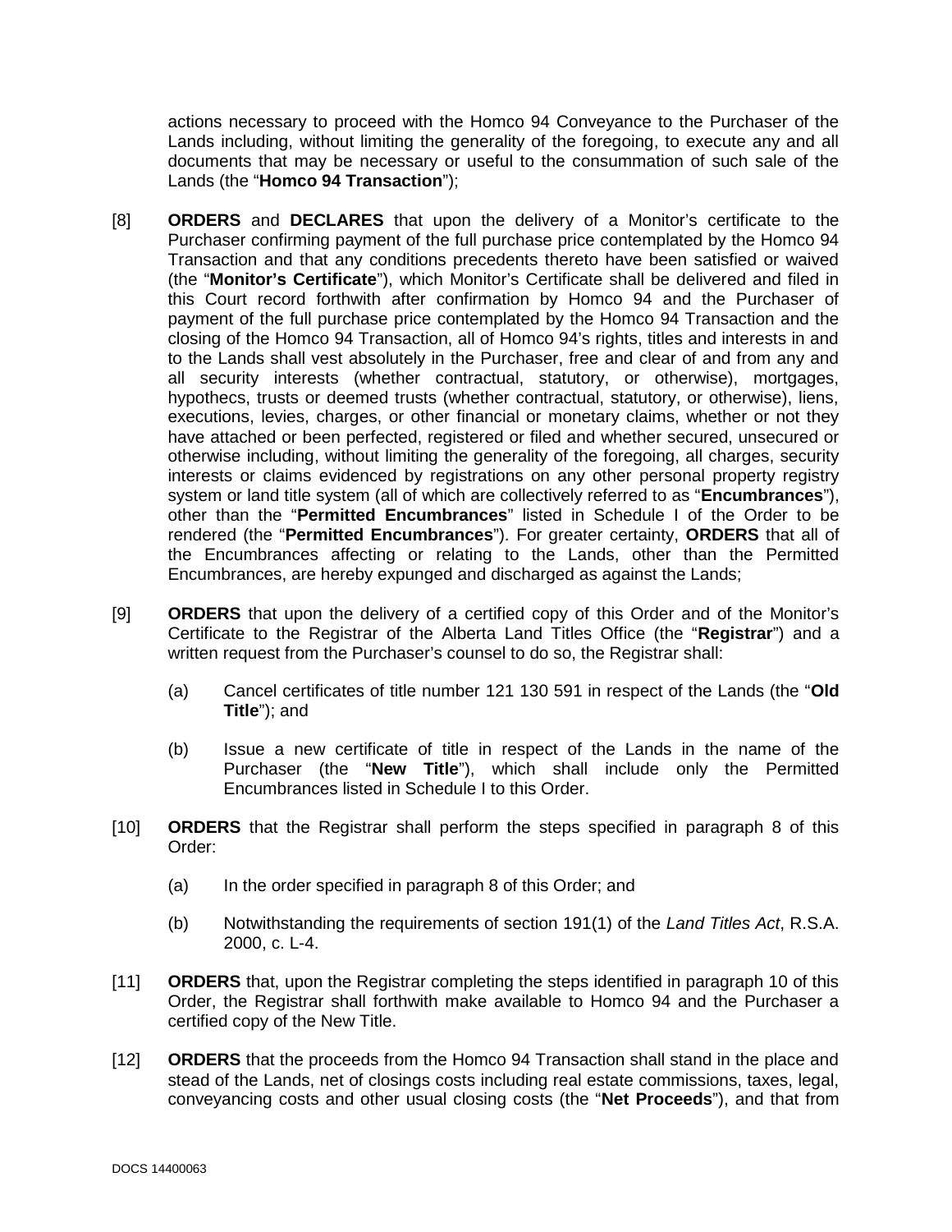actions necessary to proceed with the Homco 94 Conveyance to the Purchaser of the Lands including, without limiting the generality of the foregoing, to execute any and all documents that may be necessary or useful to the consummation of such sale of the Lands (the "**Homco 94 Transaction**");

[8] **ORDERS** and **DECLARES** that upon the delivery of a Monitor's certificate to the Purchaser confirming payment of the full purchase price contemplated by the Homco 94 Transaction and that any conditions precedents thereto have been satisfied or waived (the "**Monitor's Certificate**"), which Monitor's Certificate shall be delivered and filed in this Court record forthwith after confirmation by Homco 94 and the Purchaser of payment of the full purchase price contemplated by the Homco 94 Transaction and the closing of the Homco 94 Transaction, all of Homco 94's rights, titles and interests in and to the Lands shall vest absolutely in the Purchaser, free and clear of and from any and all security interests (whether contractual, statutory, or otherwise), mortgages, hypothecs, trusts or deemed trusts (whether contractual, statutory, or otherwise), liens, executions, levies, charges, or other financial or monetary claims, whether or not they have attached or been perfected, registered or filed and whether secured, unsecured or otherwise including, without limiting the generality of the foregoing, all charges, security interests or claims evidenced by registrations on any other personal property registry system or land title system (all of which are collectively referred to as "**Encumbrances**"), other than the "**Permitted Encumbrances**" listed in Schedule I of the Order to be rendered (the "**Permitted Encumbrances**"). For greater certainty, **ORDERS** that all of the Encumbrances affecting or relating to the Lands, other than the Permitted Encumbrances, are hereby expunged and discharged as against the Lands;

[9] **ORDERS** that upon the delivery of a certified copy of this Order and of the Monitor's Certificate to the Registrar of the Alberta Land Titles Office (the "**Registrar**") and a written request from the Purchaser's counsel to do so, the Registrar shall:

(a) Cancel certificates of title number 121 130 591 in respect of the Lands (the "**Old Title**"); and

(b) Issue a new certificate of title in respect of the Lands in the name of the Purchaser (the "**New Title**"), which shall include only the Permitted Encumbrances listed in Schedule I to this Order.

[10] **ORDERS** that the Registrar shall perform the steps specified in paragraph 8 of this Order:

(a) In the order specified in paragraph 8 of this Order; and

(b) Notwithstanding the requirements of section 191(1) of the *Land Titles Act*, R.S.A. 2000, c. L-4.

[11] **ORDERS** that, upon the Registrar completing the steps identified in paragraph 10 of this Order, the Registrar shall forthwith make available to Homco 94 and the Purchaser a certified copy of the New Title.

[12] **ORDERS** that the proceeds from the Homco 94 Transaction shall stand in the place and stead of the Lands, net of closings costs including real estate commissions, taxes, legal, conveyancing costs and other usual closing costs (the "**Net Proceeds**"), and that from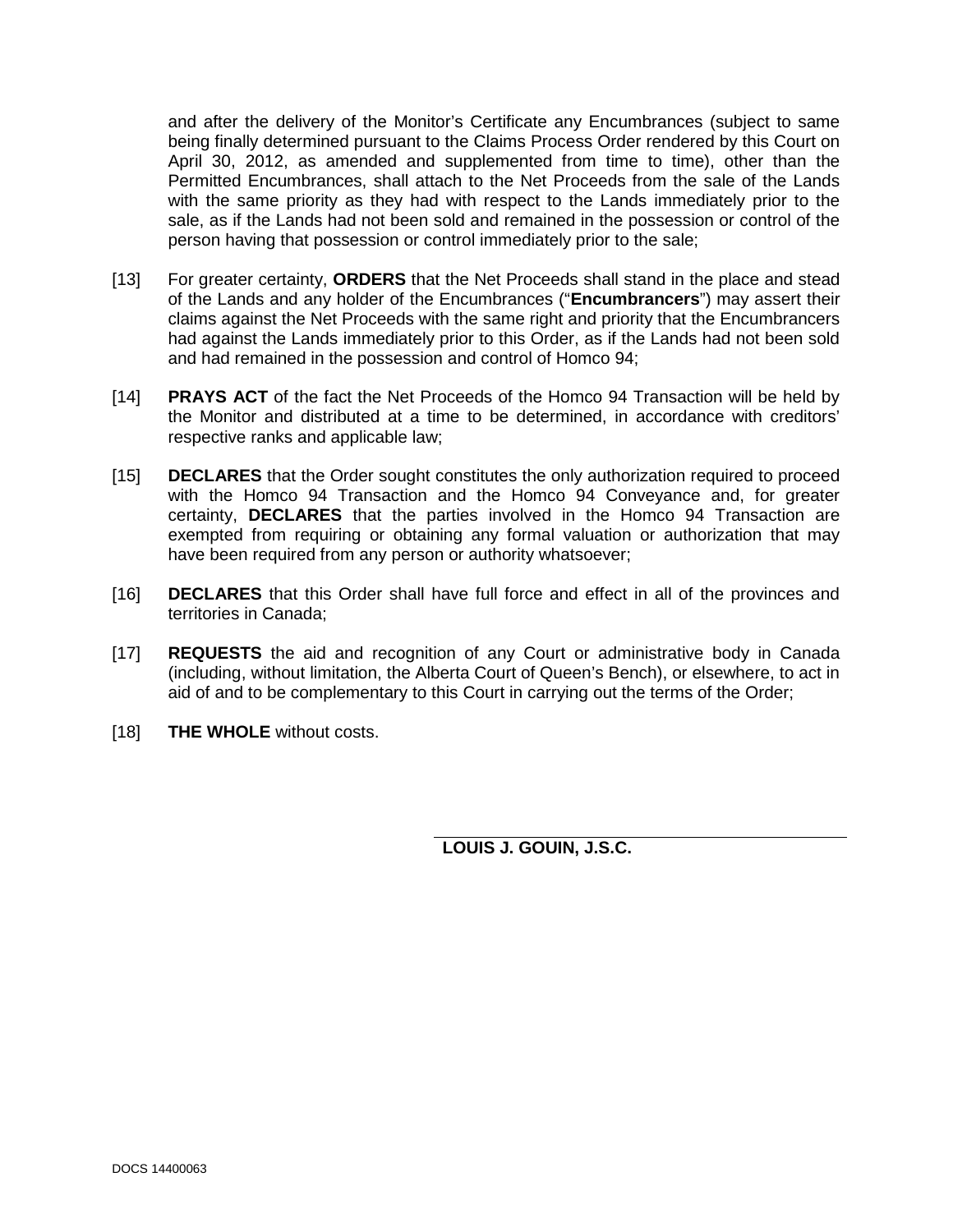and after the delivery of the Monitor's Certificate any Encumbrances (subject to same being finally determined pursuant to the Claims Process Order rendered by this Court on April 30, 2012, as amended and supplemented from time to time), other than the Permitted Encumbrances, shall attach to the Net Proceeds from the sale of the Lands with the same priority as they had with respect to the Lands immediately prior to the sale, as if the Lands had not been sold and remained in the possession or control of the person having that possession or control immediately prior to the sale;

[13] For greater certainty, **ORDERS** that the Net Proceeds shall stand in the place and stead of the Lands and any holder of the Encumbrances ("**Encumbrancers**") may assert their claims against the Net Proceeds with the same right and priority that the Encumbrancers had against the Lands immediately prior to this Order, as if the Lands had not been sold and had remained in the possession and control of Homco 94;

[14] **PRAYS ACT** of the fact the Net Proceeds of the Homco 94 Transaction will be held by the Monitor and distributed at a time to be determined, in accordance with creditors' respective ranks and applicable law;

[15] **DECLARES** that the Order sought constitutes the only authorization required to proceed with the Homco 94 Transaction and the Homco 94 Conveyance and, for greater certainty, **DECLARES** that the parties involved in the Homco 94 Transaction are exempted from requiring or obtaining any formal valuation or authorization that may have been required from any person or authority whatsoever;

[16] **DECLARES** that this Order shall have full force and effect in all of the provinces and territories in Canada;

[17] **REQUESTS** the aid and recognition of any Court or administrative body in Canada (including, without limitation, the Alberta Court of Queen's Bench), or elsewhere, to act in aid of and to be complementary to this Court in carrying out the terms of the Order;

[18] **THE WHOLE** without costs.

**LOUIS J. GOUIN, J.S.C.**

DOCS 14400063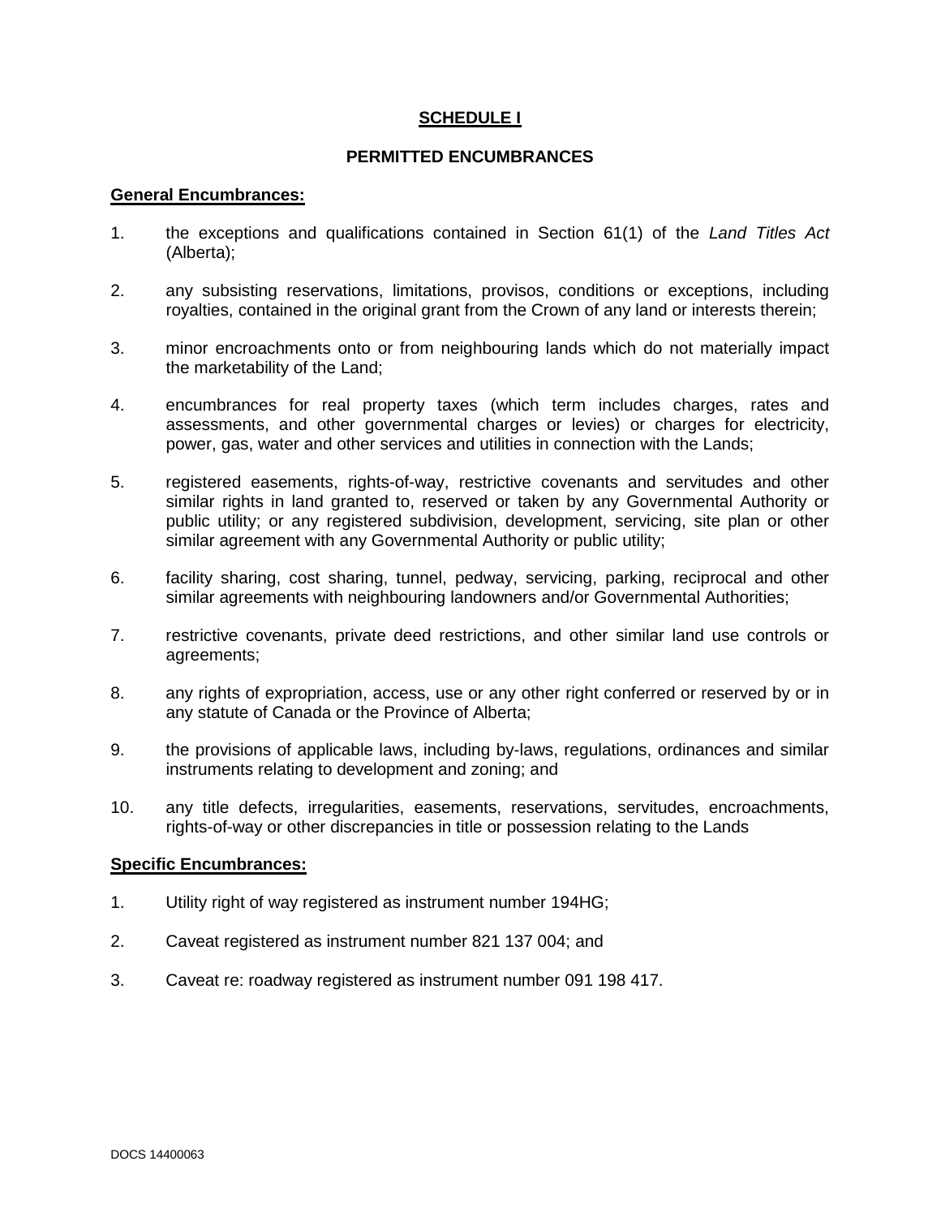# SCHEDULE I

## PERMITTED ENCUMBRANCES

**General Encumbrances:**

1. the exceptions and qualifications contained in Section 61(1) of the *Land Titles Act* (Alberta);

2. any subsisting reservations, limitations, provisos, conditions or exceptions, including royalties, contained in the original grant from the Crown of any land or interests therein;

3. minor encroachments onto or from neighbouring lands which do not materially impact the marketability of the Land;

4. encumbrances for real property taxes (which term includes charges, rates and assessments, and other governmental charges or levies) or charges for electricity, power, gas, water and other services and utilities in connection with the Lands;

5. registered easements, rights-of-way, restrictive covenants and servitudes and other similar rights in land granted to, reserved or taken by any Governmental Authority or public utility; or any registered subdivision, development, servicing, site plan or other similar agreement with any Governmental Authority or public utility;

6. facility sharing, cost sharing, tunnel, pedway, servicing, parking, reciprocal and other similar agreements with neighbouring landowners and/or Governmental Authorities;

7. restrictive covenants, private deed restrictions, and other similar land use controls or agreements;

8. any rights of expropriation, access, use or any other right conferred or reserved by or in any statute of Canada or the Province of Alberta;

9. the provisions of applicable laws, including by-laws, regulations, ordinances and similar instruments relating to development and zoning; and

10. any title defects, irregularities, easements, reservations, servitudes, encroachments, rights-of-way or other discrepancies in title or possession relating to the Lands

**Specific Encumbrances:**

1. Utility right of way registered as instrument number 194HG;

2. Caveat registered as instrument number 821 137 004; and

3. Caveat re: roadway registered as instrument number 091 198 417.

DOCS 14400063